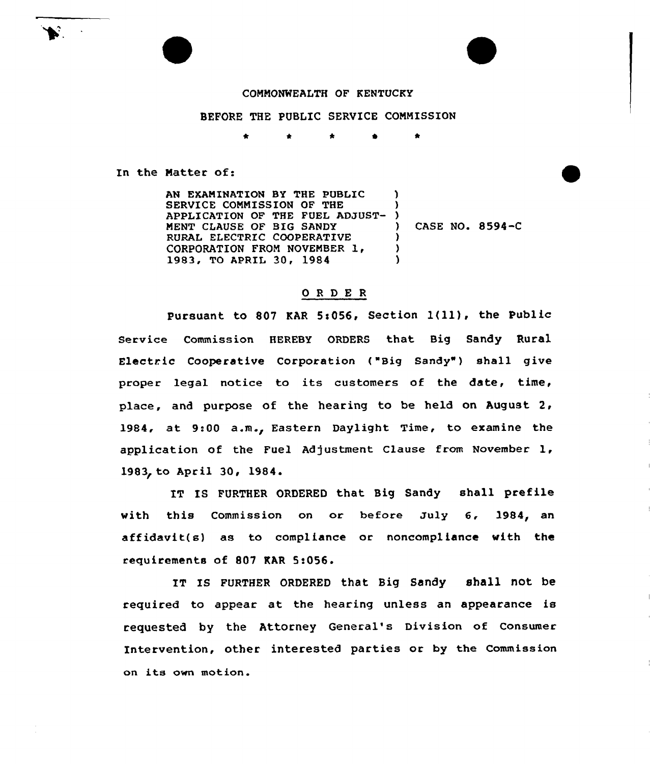COMMONWEALTH OF KENTUCKY

BEFORE THE PUBLIC SERVICE COMMISSION

\* \* \* \* \*

In the Matter of:

| | | |
|---|---|---|
| AN EXAMINATION BY THE PUBLIC SERVICE COMMISSION OF THE APPLICATION OF THE FUEL ADJUSTMENT CLAUSE OF BIG SANDY RURAL ELECTRIC COOPERATIVE CORPORATION FROM NOVEMBER 1, 1983, TO APRIL 30, 1984 | ) | CASE NO. 8594-C |

## O R D E R

Pursuant to 807 KAR 5:056, Section 1(11), the Public Service Commission HEREBY ORDERS that Big Sandy Rural Electric Cooperative Corporation ("Big Sandy") shall give proper legal notice to its customers of the date, time, place, and purpose of the hearing to be held on August 2, 1984, at 9:00 a.m., Eastern Daylight Time, to examine the application of the Fuel Adjustment Clause from November 1, 1983, to April 30, 1984.

IT IS FURTHER ORDERED that Big Sandy shall prefile with this Commission on or before July 6, 1984, an affidavit(s) as to compliance or noncompliance with the requirements of 807 KAR 5:056.

IT IS FURTHER ORDERED that Big Sandy shall not be required to appear at the hearing unless an appearance is requested by the Attorney General's Division of Consumer Intervention, other interested parties or by the Commission on its own motion.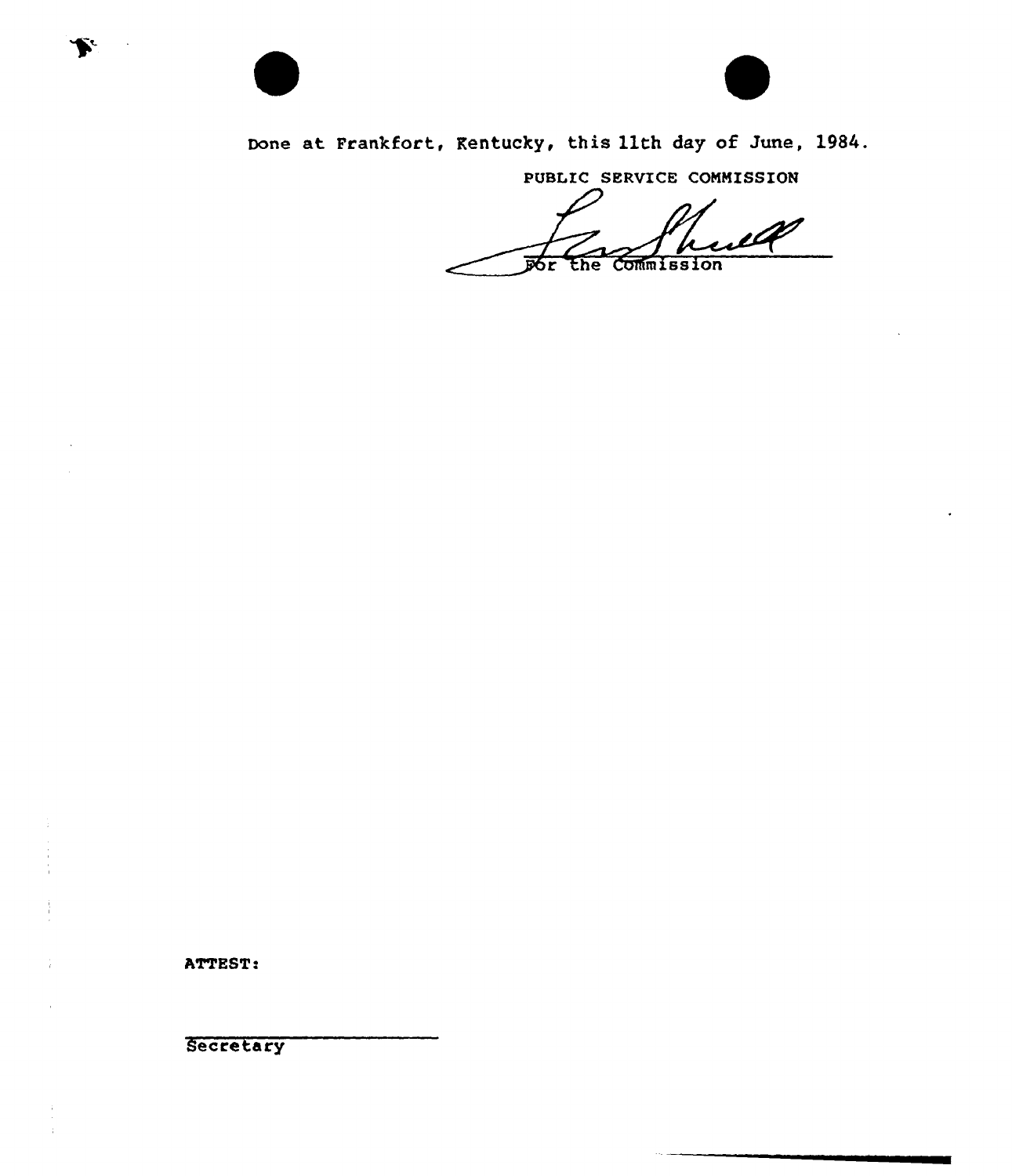Done at Frankfort, Kentucky, this 11th day of June, 1984.

PUBLIC SERVICE COMMISSION

For the Commission

ATTEST:

Secretary